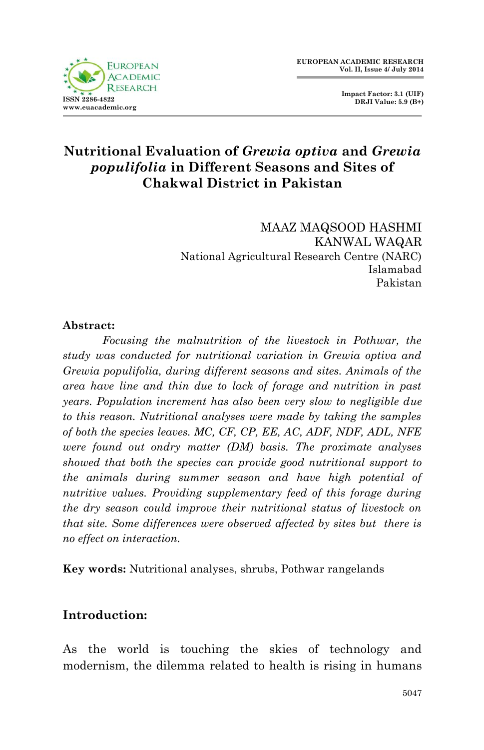# Nutritional Evaluation of *Grewia optiva* and *Grewia populifolia* in Different Seasons and Sites of Chakwal District in Pakistan

MAAZ MAQSOOD HASHMI
KANWAL WAQAR
National Agricultural Research Centre (NARC)
Islamabad
Pakistan

**Abstract:**

*Focusing the malnutrition of the livestock in Pothwar, the study was conducted for nutritional variation in Grewia optiva and Grewia populifolia, during different seasons and sites. Animals of the area have line and thin due to lack of forage and nutrition in past years. Population increment has also been very slow to negligible due to this reason. Nutritional analyses were made by taking the samples of both the species leaves. MC, CF, CP, EE, AC, ADF, NDF, ADL, NFE were found out ondry matter (DM) basis. The proximate analyses showed that both the species can provide good nutritional support to the animals during summer season and have high potential of nutritive values. Providing supplementary feed of this forage during the dry season could improve their nutritional status of livestock on that site. Some differences were observed affected by sites but there is no effect on interaction.*

**Key words:** Nutritional analyses, shrubs, Pothwar rangelands

## Introduction:

As the world is touching the skies of technology and modernism, the dilemma related to health is rising in humans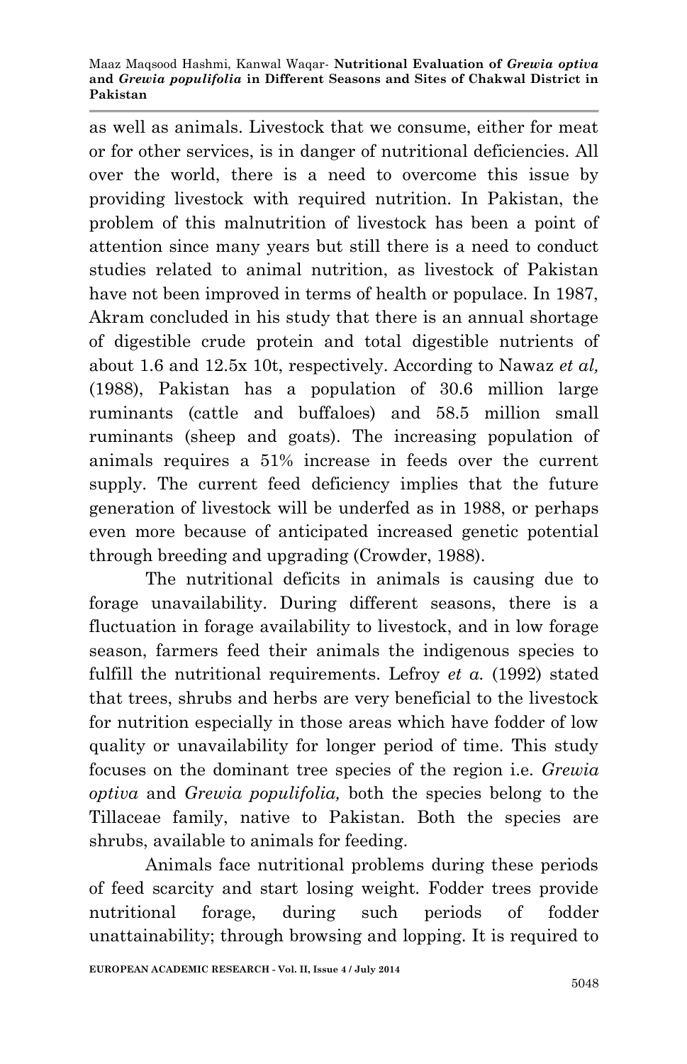as well as animals. Livestock that we consume, either for meat or for other services, is in danger of nutritional deficiencies. All over the world, there is a need to overcome this issue by providing livestock with required nutrition. In Pakistan, the problem of this malnutrition of livestock has been a point of attention since many years but still there is a need to conduct studies related to animal nutrition, as livestock of Pakistan have not been improved in terms of health or populace. In 1987, Akram concluded in his study that there is an annual shortage of digestible crude protein and total digestible nutrients of about 1.6 and 12.5x 10t, respectively. According to Nawaz *et al,* (1988), Pakistan has a population of 30.6 million large ruminants (cattle and buffaloes) and 58.5 million small ruminants (sheep and goats). The increasing population of animals requires a 51% increase in feeds over the current supply. The current feed deficiency implies that the future generation of livestock will be underfed as in 1988, or perhaps even more because of anticipated increased genetic potential through breeding and upgrading (Crowder, 1988).

The nutritional deficits in animals is causing due to forage unavailability. During different seasons, there is a fluctuation in forage availability to livestock, and in low forage season, farmers feed their animals the indigenous species to fulfill the nutritional requirements. Lefroy *et a.* (1992) stated that trees, shrubs and herbs are very beneficial to the livestock for nutrition especially in those areas which have fodder of low quality or unavailability for longer period of time. This study focuses on the dominant tree species of the region i.e. *Grewia optiva* and *Grewia populifolia,* both the species belong to the Tillaceae family, native to Pakistan. Both the species are shrubs, available to animals for feeding.

Animals face nutritional problems during these periods of feed scarcity and start losing weight. Fodder trees provide nutritional forage, during such periods of fodder unattainability; through browsing and lopping. It is required to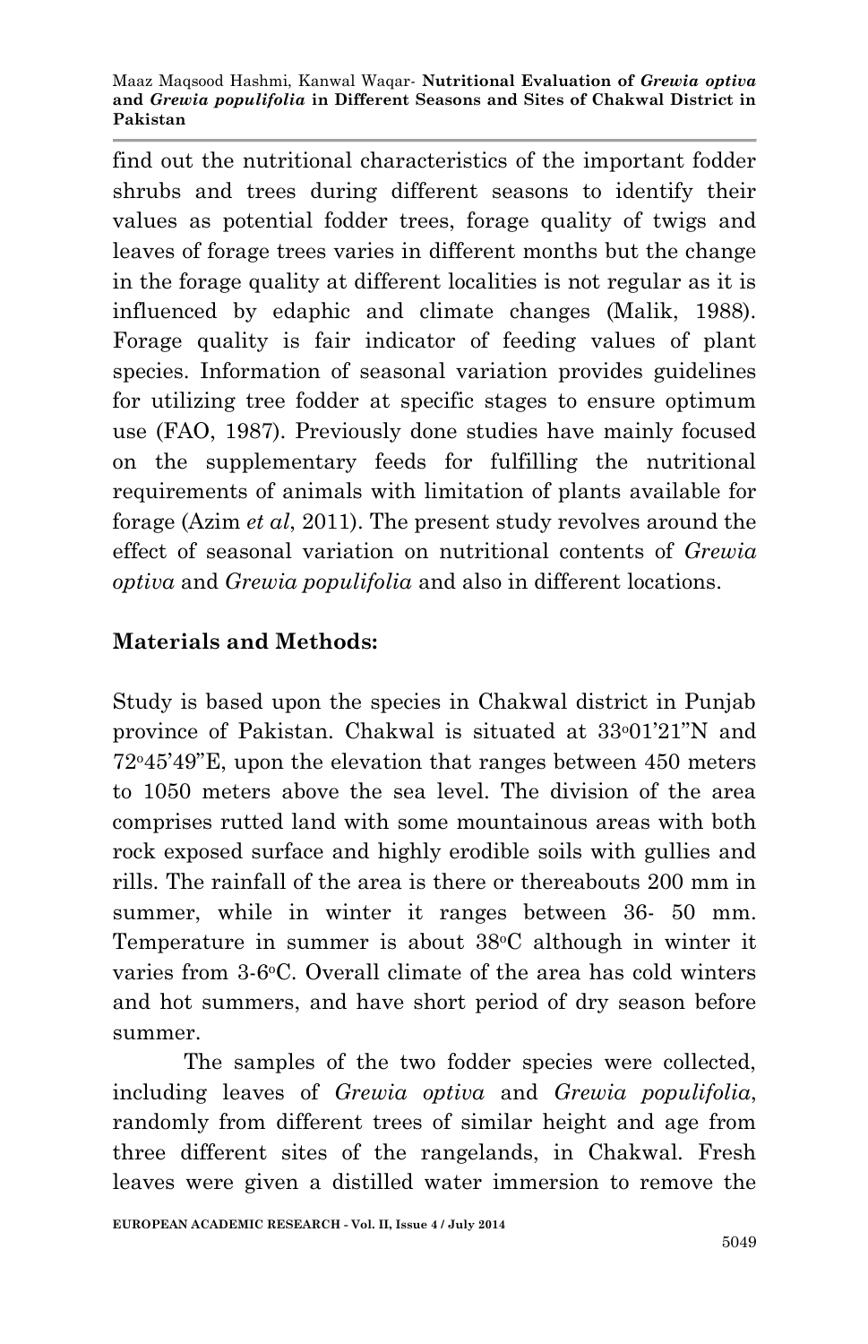find out the nutritional characteristics of the important fodder shrubs and trees during different seasons to identify their values as potential fodder trees, forage quality of twigs and leaves of forage trees varies in different months but the change in the forage quality at different localities is not regular as it is influenced by edaphic and climate changes (Malik, 1988). Forage quality is fair indicator of feeding values of plant species. Information of seasonal variation provides guidelines for utilizing tree fodder at specific stages to ensure optimum use (FAO, 1987). Previously done studies have mainly focused on the supplementary feeds for fulfilling the nutritional requirements of animals with limitation of plants available for forage (Azim *et al*, 2011). The present study revolves around the effect of seasonal variation on nutritional contents of *Grewia optiva* and *Grewia populifolia* and also in different locations.

## Materials and Methods:

Study is based upon the species in Chakwal district in Punjab province of Pakistan. Chakwal is situated at 33°01'21"N and 72°45'49"E, upon the elevation that ranges between 450 meters to 1050 meters above the sea level. The division of the area comprises rutted land with some mountainous areas with both rock exposed surface and highly erodible soils with gullies and rills. The rainfall of the area is there or thereabouts 200 mm in summer, while in winter it ranges between 36- 50 mm. Temperature in summer is about 38°C although in winter it varies from 3-6°C. Overall climate of the area has cold winters and hot summers, and have short period of dry season before summer.

The samples of the two fodder species were collected, including leaves of *Grewia optiva* and *Grewia populifolia*, randomly from different trees of similar height and age from three different sites of the rangelands, in Chakwal. Fresh leaves were given a distilled water immersion to remove the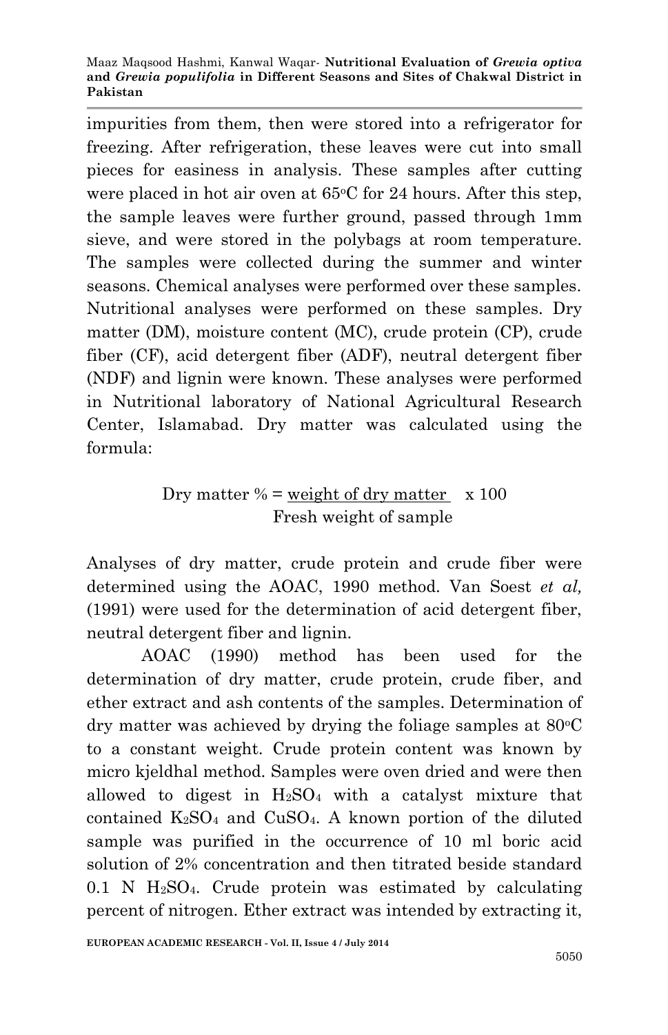impurities from them, then were stored into a refrigerator for freezing. After refrigeration, these leaves were cut into small pieces for easiness in analysis. These samples after cutting were placed in hot air oven at 65°C for 24 hours. After this step, the sample leaves were further ground, passed through 1mm sieve, and were stored in the polybags at room temperature. The samples were collected during the summer and winter seasons. Chemical analyses were performed over these samples. Nutritional analyses were performed on these samples. Dry matter (DM), moisture content (MC), crude protein (CP), crude fiber (CF), acid detergent fiber (ADF), neutral detergent fiber (NDF) and lignin were known. These analyses were performed in Nutritional laboratory of National Agricultural Research Center, Islamabad. Dry matter was calculated using the formula:

$$\text{Dry matter } \% = \frac{\text{weight of dry matter}}{\text{Fresh weight of sample}} \times 100$$

Analyses of dry matter, crude protein and crude fiber were determined using the AOAC, 1990 method. Van Soest *et al,* (1991) were used for the determination of acid detergent fiber, neutral detergent fiber and lignin.

AOAC (1990) method has been used for the determination of dry matter, crude protein, crude fiber, and ether extract and ash contents of the samples. Determination of dry matter was achieved by drying the foliage samples at 80°C to a constant weight. Crude protein content was known by micro kjeldhal method. Samples were oven dried and were then allowed to digest in $H_2SO_4$ with a catalyst mixture that contained $K_2SO_4$ and $CuSO_4$. A known portion of the diluted sample was purified in the occurrence of 10 ml boric acid solution of 2% concentration and then titrated beside standard 0.1 N $H_2SO_4$. Crude protein was estimated by calculating percent of nitrogen. Ether extract was intended by extracting it,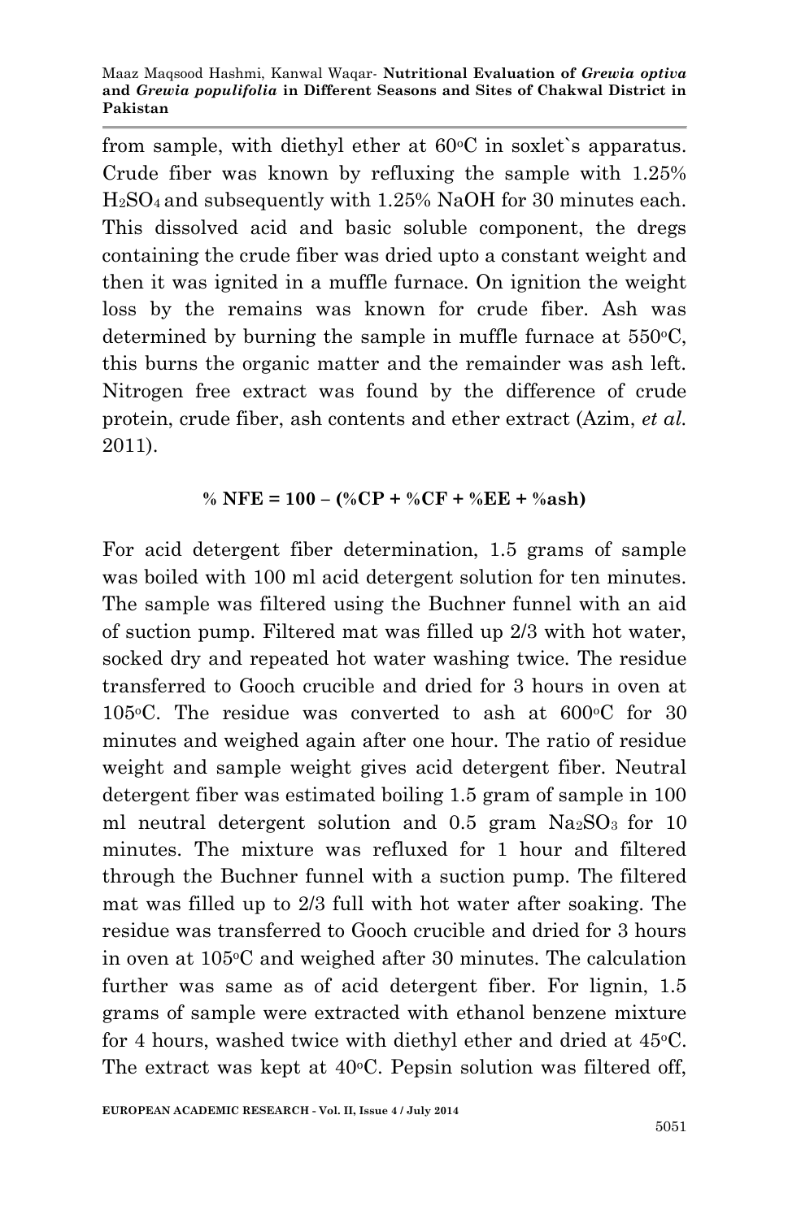from sample, with diethyl ether at 60$^{o}$C in soxlet`s apparatus. Crude fiber was known by refluxing the sample with 1.25% $H_2SO_4$ and subsequently with 1.25% NaOH for 30 minutes each. This dissolved acid and basic soluble component, the dregs containing the crude fiber was dried upto a constant weight and then it was ignited in a muffle furnace. On ignition the weight loss by the remains was known for crude fiber. Ash was determined by burning the sample in muffle furnace at 550$^{o}$C, this burns the organic matter and the remainder was ash left. Nitrogen free extract was found by the difference of crude protein, crude fiber, ash contents and ether extract (Azim, *et al.* 2011).

$$\%\ \text{NFE} = 100 - (\%\text{CP} + \%\text{CF} + \%\text{EE} + \%\text{ash})$$

For acid detergent fiber determination, 1.5 grams of sample was boiled with 100 ml acid detergent solution for ten minutes. The sample was filtered using the Buchner funnel with an aid of suction pump. Filtered mat was filled up 2/3 with hot water, socked dry and repeated hot water washing twice. The residue transferred to Gooch crucible and dried for 3 hours in oven at 105$^{o}$C. The residue was converted to ash at 600$^{o}$C for 30 minutes and weighed again after one hour. The ratio of residue weight and sample weight gives acid detergent fiber. Neutral detergent fiber was estimated boiling 1.5 gram of sample in 100 ml neutral detergent solution and 0.5 gram $Na_2SO_3$ for 10 minutes. The mixture was refluxed for 1 hour and filtered through the Buchner funnel with a suction pump. The filtered mat was filled up to 2/3 full with hot water after soaking. The residue was transferred to Gooch crucible and dried for 3 hours in oven at 105$^{o}$C and weighed after 30 minutes. The calculation further was same as of acid detergent fiber. For lignin, 1.5 grams of sample were extracted with ethanol benzene mixture for 4 hours, washed twice with diethyl ether and dried at 45$^{o}$C. The extract was kept at 40$^{o}$C. Pepsin solution was filtered off,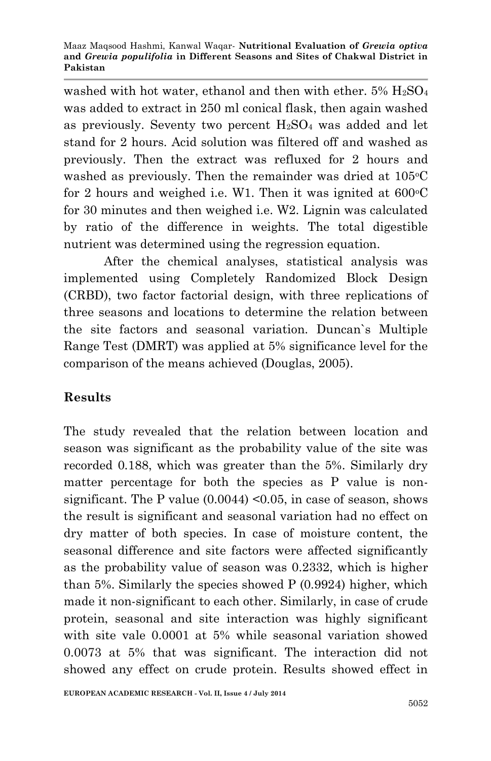washed with hot water, ethanol and then with ether. 5% $H_2SO_4$ was added to extract in 250 ml conical flask, then again washed as previously. Seventy two percent $H_2SO_4$ was added and let stand for 2 hours. Acid solution was filtered off and washed as previously. Then the extract was refluxed for 2 hours and washed as previously. Then the remainder was dried at 105°C for 2 hours and weighed i.e. W1. Then it was ignited at 600°C for 30 minutes and then weighed i.e. W2. Lignin was calculated by ratio of the difference in weights. The total digestible nutrient was determined using the regression equation.

After the chemical analyses, statistical analysis was implemented using Completely Randomized Block Design (CRBD), two factor factorial design, with three replications of three seasons and locations to determine the relation between the site factors and seasonal variation. Duncan`s Multiple Range Test (DMRT) was applied at 5% significance level for the comparison of the means achieved (Douglas, 2005).

## Results

The study revealed that the relation between location and season was significant as the probability value of the site was recorded 0.188, which was greater than the 5%. Similarly dry matter percentage for both the species as P value is non-significant. The P value (0.0044) <0.05, in case of season, shows the result is significant and seasonal variation had no effect on dry matter of both species. In case of moisture content, the seasonal difference and site factors were affected significantly as the probability value of season was 0.2332, which is higher than 5%. Similarly the species showed P (0.9924) higher, which made it non-significant to each other. Similarly, in case of crude protein, seasonal and site interaction was highly significant with site vale 0.0001 at 5% while seasonal variation showed 0.0073 at 5% that was significant. The interaction did not showed any effect on crude protein. Results showed effect in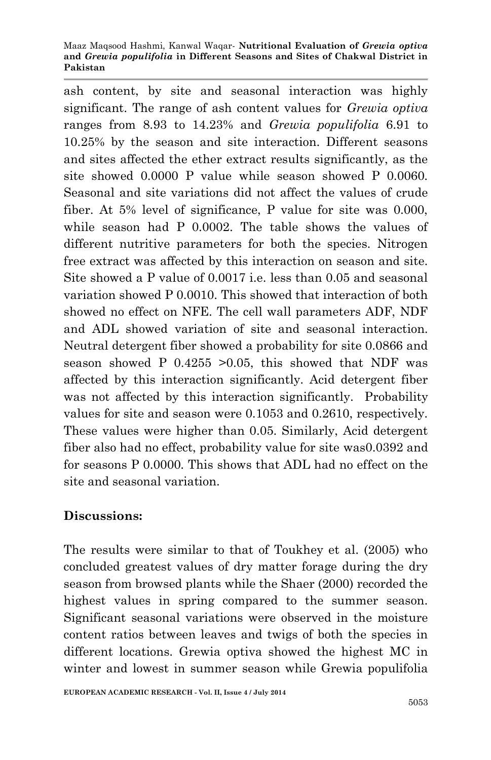ash content, by site and seasonal interaction was highly significant. The range of ash content values for *Grewia optiva* ranges from 8.93 to 14.23% and *Grewia populifolia* 6.91 to 10.25% by the season and site interaction. Different seasons and sites affected the ether extract results significantly, as the site showed 0.0000 P value while season showed P 0.0060. Seasonal and site variations did not affect the values of crude fiber. At 5% level of significance, P value for site was 0.000, while season had P 0.0002. The table shows the values of different nutritive parameters for both the species. Nitrogen free extract was affected by this interaction on season and site. Site showed a P value of 0.0017 i.e. less than 0.05 and seasonal variation showed P 0.0010. This showed that interaction of both showed no effect on NFE. The cell wall parameters ADF, NDF and ADL showed variation of site and seasonal interaction. Neutral detergent fiber showed a probability for site 0.0866 and season showed P 0.4255 >0.05, this showed that NDF was affected by this interaction significantly. Acid detergent fiber was not affected by this interaction significantly. Probability values for site and season were 0.1053 and 0.2610, respectively. These values were higher than 0.05. Similarly, Acid detergent fiber also had no effect, probability value for site was0.0392 and for seasons P 0.0000. This shows that ADL had no effect on the site and seasonal variation.

## Discussions:

The results were similar to that of Toukhey et al. (2005) who concluded greatest values of dry matter forage during the dry season from browsed plants while the Shaer (2000) recorded the highest values in spring compared to the summer season. Significant seasonal variations were observed in the moisture content ratios between leaves and twigs of both the species in different locations. Grewia optiva showed the highest MC in winter and lowest in summer season while Grewia populifolia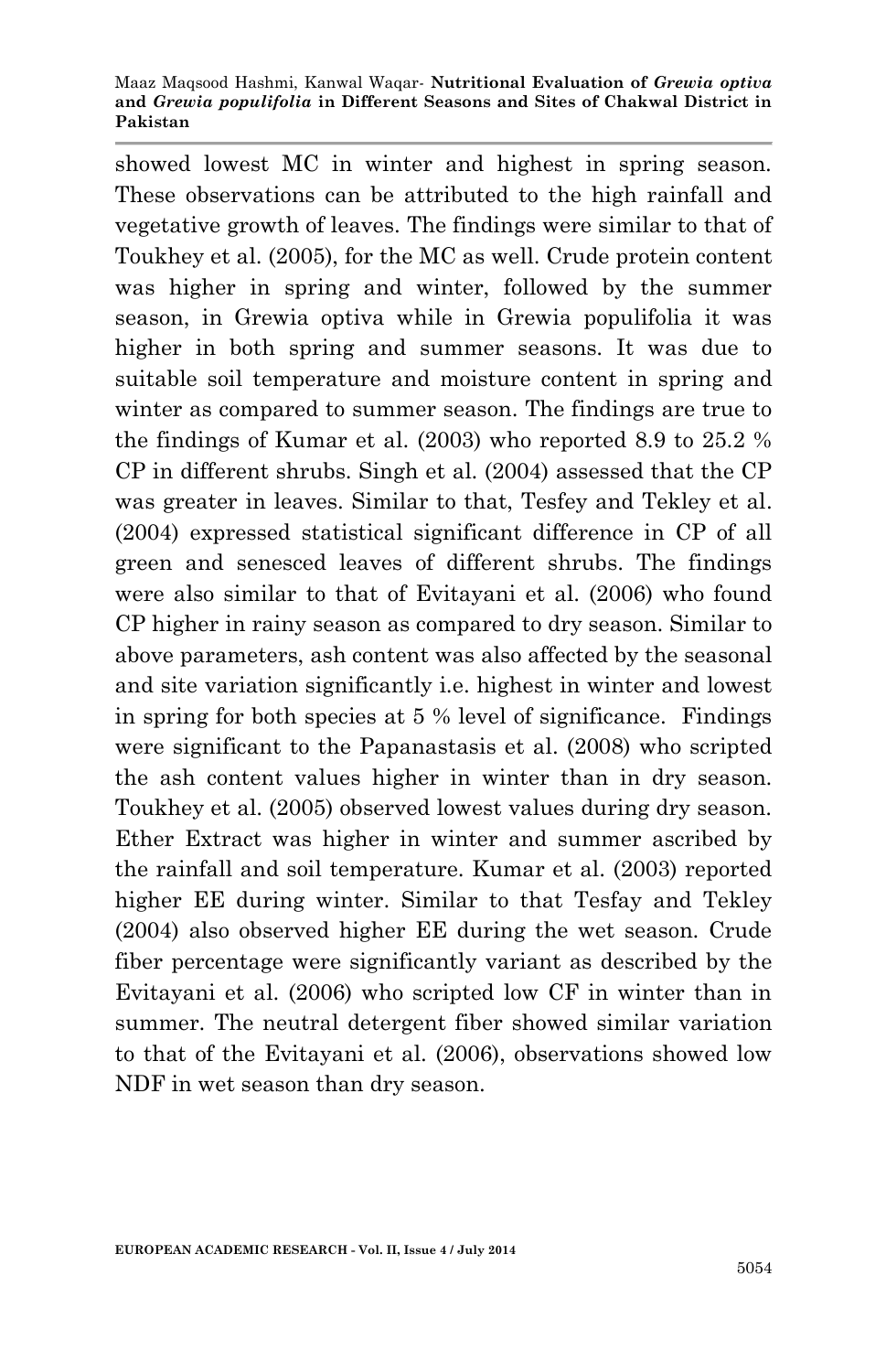showed lowest MC in winter and highest in spring season. These observations can be attributed to the high rainfall and vegetative growth of leaves. The findings were similar to that of Toukhey et al. (2005), for the MC as well. Crude protein content was higher in spring and winter, followed by the summer season, in Grewia optiva while in Grewia populifolia it was higher in both spring and summer seasons. It was due to suitable soil temperature and moisture content in spring and winter as compared to summer season. The findings are true to the findings of Kumar et al. (2003) who reported 8.9 to 25.2 % CP in different shrubs. Singh et al. (2004) assessed that the CP was greater in leaves. Similar to that, Tesfey and Tekley et al. (2004) expressed statistical significant difference in CP of all green and senesced leaves of different shrubs. The findings were also similar to that of Evitayani et al. (2006) who found CP higher in rainy season as compared to dry season. Similar to above parameters, ash content was also affected by the seasonal and site variation significantly i.e. highest in winter and lowest in spring for both species at 5 % level of significance. Findings were significant to the Papanastasis et al. (2008) who scripted the ash content values higher in winter than in dry season. Toukhey et al. (2005) observed lowest values during dry season. Ether Extract was higher in winter and summer ascribed by the rainfall and soil temperature. Kumar et al. (2003) reported higher EE during winter. Similar to that Tesfay and Tekley (2004) also observed higher EE during the wet season. Crude fiber percentage were significantly variant as described by the Evitayani et al. (2006) who scripted low CF in winter than in summer. The neutral detergent fiber showed similar variation to that of the Evitayani et al. (2006), observations showed low NDF in wet season than dry season.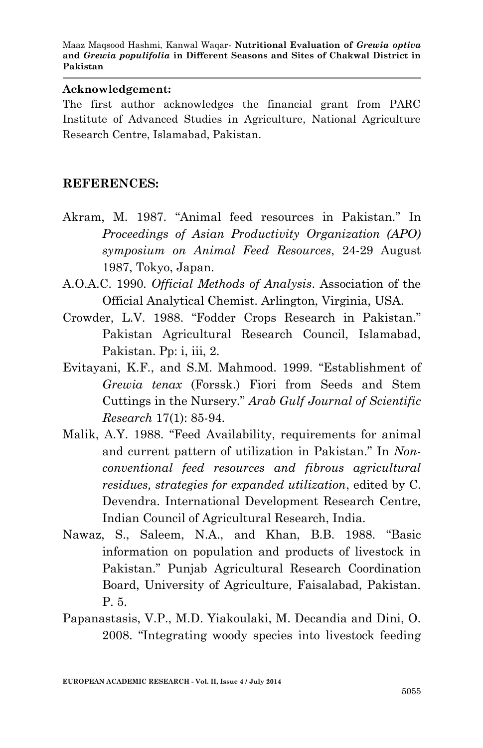**Acknowledgement:**

The first author acknowledges the financial grant from PARC Institute of Advanced Studies in Agriculture, National Agriculture Research Centre, Islamabad, Pakistan.

## REFERENCES:

Akram, M. 1987. "Animal feed resources in Pakistan." In *Proceedings of Asian Productivity Organization (APO) symposium on Animal Feed Resources*, 24-29 August 1987, Tokyo, Japan.

A.O.A.C. 1990. *Official Methods of Analysis*. Association of the Official Analytical Chemist. Arlington, Virginia, USA.

Crowder, L.V. 1988. "Fodder Crops Research in Pakistan." Pakistan Agricultural Research Council, Islamabad, Pakistan. Pp: i, iii, 2.

Evitayani, K.F., and S.M. Mahmood. 1999. "Establishment of *Grewia tenax* (Forssk.) Fiori from Seeds and Stem Cuttings in the Nursery." *Arab Gulf Journal of Scientific Research* 17(1): 85-94.

Malik, A.Y. 1988. "Feed Availability, requirements for animal and current pattern of utilization in Pakistan." In *Non-conventional feed resources and fibrous agricultural residues, strategies for expanded utilization*, edited by C. Devendra. International Development Research Centre, Indian Council of Agricultural Research, India.

Nawaz, S., Saleem, N.A., and Khan, B.B. 1988. "Basic information on population and products of livestock in Pakistan." Punjab Agricultural Research Coordination Board, University of Agriculture, Faisalabad, Pakistan. P. 5.

Papanastasis, V.P., M.D. Yiakoulaki, M. Decandia and Dini, O. 2008. "Integrating woody species into livestock feeding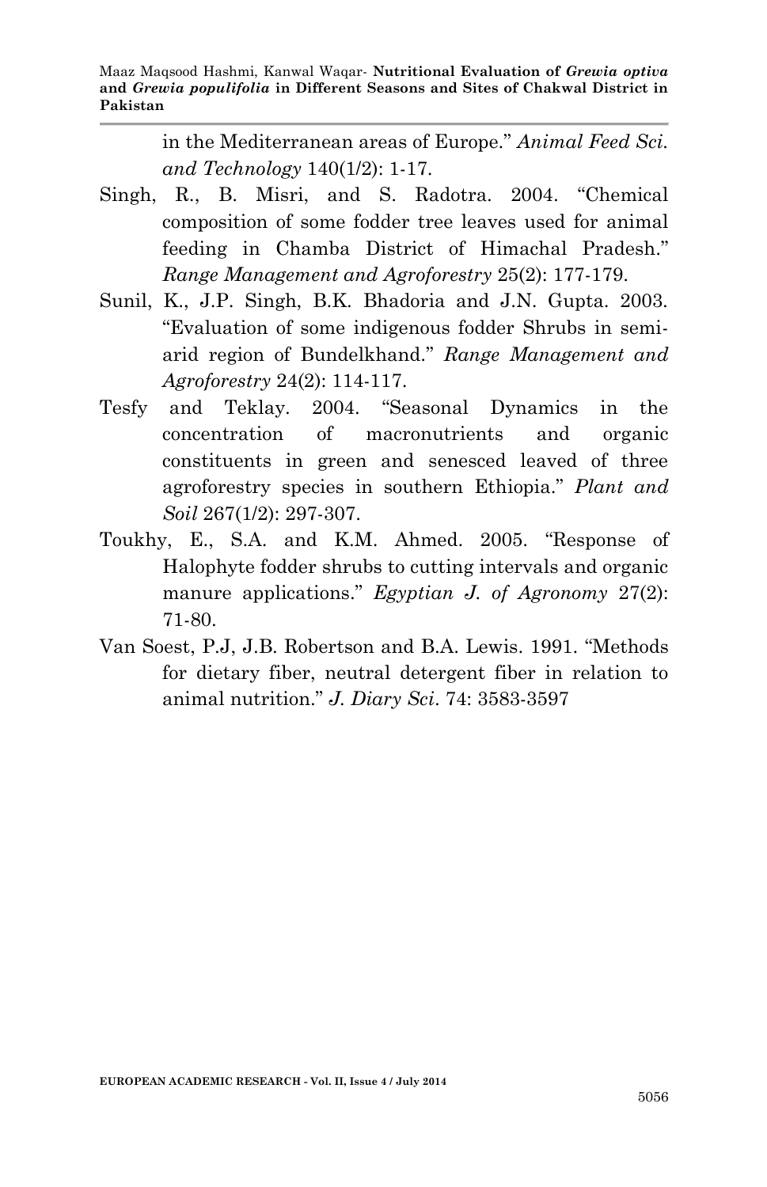in the Mediterranean areas of Europe." *Animal Feed Sci. and Technology* 140(1/2): 1-17.

Singh, R., B. Misri, and S. Radotra. 2004. "Chemical composition of some fodder tree leaves used for animal feeding in Chamba District of Himachal Pradesh." *Range Management and Agroforestry* 25(2): 177-179.

Sunil, K., J.P. Singh, B.K. Bhadoria and J.N. Gupta. 2003. "Evaluation of some indigenous fodder Shrubs in semi-arid region of Bundelkhand." *Range Management and Agroforestry* 24(2): 114-117.

Tesfy and Teklay. 2004. "Seasonal Dynamics in the concentration of macronutrients and organic constituents in green and senesced leaved of three agroforestry species in southern Ethiopia." *Plant and Soil* 267(1/2): 297-307.

Toukhy, E., S.A. and K.M. Ahmed. 2005. "Response of Halophyte fodder shrubs to cutting intervals and organic manure applications." *Egyptian J. of Agronomy* 27(2): 71-80.

Van Soest, P.J, J.B. Robertson and B.A. Lewis. 1991. "Methods for dietary fiber, neutral detergent fiber in relation to animal nutrition." *J. Diary Sci.* 74: 3583-3597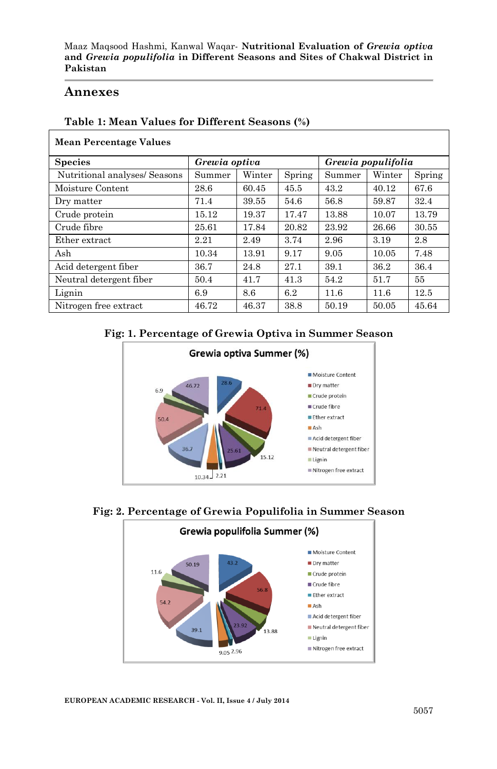## Annexes

**Table 1: Mean Values for Different Seasons (%)**

| **Mean Percentage Values** | | | | | | |
|---|---|---|---|---|---|---|
| **Species** | ***Grewia optiva*** | | | ***Grewia populifolia*** | | |
| Nutritional analyses/ Seasons | Summer | Winter | Spring | Summer | Winter | Spring |
| Moisture Content | 28.6 | 60.45 | 45.5 | 43.2 | 40.12 | 67.6 |
| Dry matter | 71.4 | 39.55 | 54.6 | 56.8 | 59.87 | 32.4 |
| Crude protein | 15.12 | 19.37 | 17.47 | 13.88 | 10.07 | 13.79 |
| Crude fibre | 25.61 | 17.84 | 20.82 | 23.92 | 26.66 | 30.55 |
| Ether extract | 2.21 | 2.49 | 3.74 | 2.96 | 3.19 | 2.8 |
| Ash | 10.34 | 13.91 | 9.17 | 9.05 | 10.05 | 7.48 |
| Acid detergent fiber | 36.7 | 24.8 | 27.1 | 39.1 | 36.2 | 36.4 |
| Neutral detergent fiber | 50.4 | 41.7 | 41.3 | 54.2 | 51.7 | 55 |
| Lignin | 6.9 | 8.6 | 6.2 | 11.6 | 11.6 | 12.5 |
| Nitrogen free extract | 46.72 | 46.37 | 38.8 | 50.19 | 50.05 | 45.64 |

**Fig: 1. Percentage of Grewia Optiva in Summer Season**

Grewia optiva Summer (%)

28.6
71.4
15.12
25.61
2.21
10.34
36.7
50.4
6.9
46.72

Moisture Content
Dry matter
Crude protein
Crude fibre
Ether extract
Ash
Acid detergent fiber
Neutral detergent fiber
Lignin
Nitrogen free extract

**Fig: 2. Percentage of Grewia Populifolia in Summer Season**

Grewia populifolia Summer (%)

43.2
56.8
13.88
23.92
2.96
9.05
39.1
54.2
11.6
50.19

Moisture Content
Dry matter
Crude protein
Crude fibre
Ether extract
Ash
Acid detergent fiber
Neutral detergent fiber
Lignin
Nitrogen free extract